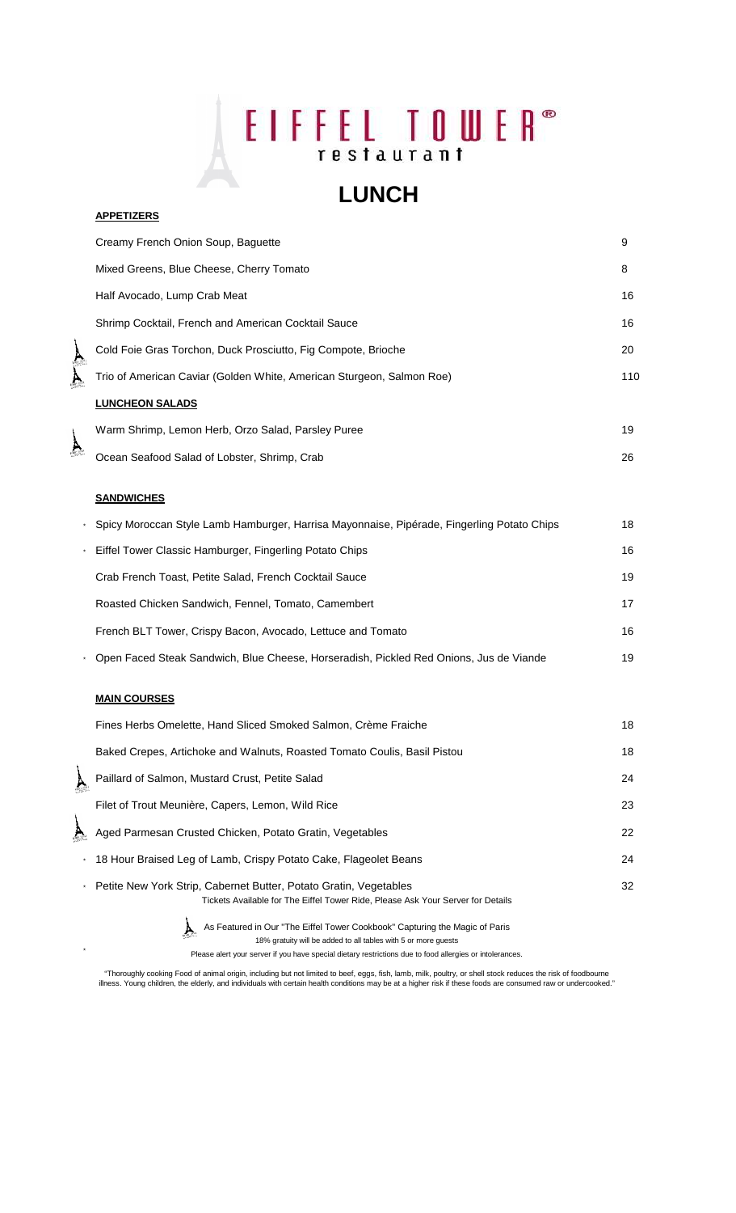# EIFFEL TOWER® restaurant

## LUNCH

### APPETIZERS

| Item | Price |
|---|---|
| Creamy French Onion Soup, Baguette | 9 |
| Mixed Greens, Blue Cheese, Cherry Tomato | 8 |
| Half Avocado, Lump Crab Meat | 16 |
| Shrimp Cocktail, French and American Cocktail Sauce | 16 |
| Cold Foie Gras Torchon, Duck Prosciutto, Fig Compote, Brioche | 20 |
| Trio of American Caviar (Golden White, American Sturgeon, Salmon Roe) | 110 |

### LUNCHEON SALADS

| Item | Price |
|---|---|
| Warm Shrimp, Lemon Herb, Orzo Salad, Parsley Puree | 19 |
| Ocean Seafood Salad of Lobster, Shrimp, Crab | 26 |

### SANDWICHES

| Item | Price |
|---|---|
| * Spicy Moroccan Style Lamb Hamburger, Harrisa Mayonnaise, Pipérade, Fingerling Potato Chips | 18 |
| * Eiffel Tower Classic Hamburger, Fingerling Potato Chips | 16 |
| Crab French Toast, Petite Salad, French Cocktail Sauce | 19 |
| Roasted Chicken Sandwich, Fennel, Tomato, Camembert | 17 |
| French BLT Tower, Crispy Bacon, Avocado, Lettuce and Tomato | 16 |
| * Open Faced Steak Sandwich, Blue Cheese, Horseradish, Pickled Red Onions, Jus de Viande | 19 |

### MAIN COURSES

| Item | Price |
|---|---|
| Fines Herbs Omelette, Hand Sliced Smoked Salmon, Crème Fraiche | 18 |
| Baked Crepes, Artichoke and Walnuts, Roasted Tomato Coulis, Basil Pistou | 18 |
| Paillard of Salmon, Mustard Crust, Petite Salad | 24 |
| Filet of Trout Meunière, Capers, Lemon, Wild Rice | 23 |
| Aged Parmesan Crusted Chicken, Potato Gratin, Vegetables | 22 |
| * 18 Hour Braised Leg of Lamb, Crispy Potato Cake, Flageolet Beans | 24 |
| * Petite New York Strip, Cabernet Butter, Potato Gratin, Vegetables | 32 |

Tickets Available for The Eiffel Tower Ride, Please Ask Your Server for Details

As Featured in Our "The Eiffel Tower Cookbook" Capturing the Magic of Paris

18% gratuity will be added to all tables with 5 or more guests

Please alert your server if you have special dietary restrictions due to food allergies or intolerances.

*"Thoroughly cooking Food of animal origin, including but not limited to beef, eggs, fish, lamb, milk, poultry, or shell stock reduces the risk of foodbourne illness. Young children, the elderly, and individuals with certain health conditions may be at a higher risk if these foods are consumed raw or undercooked."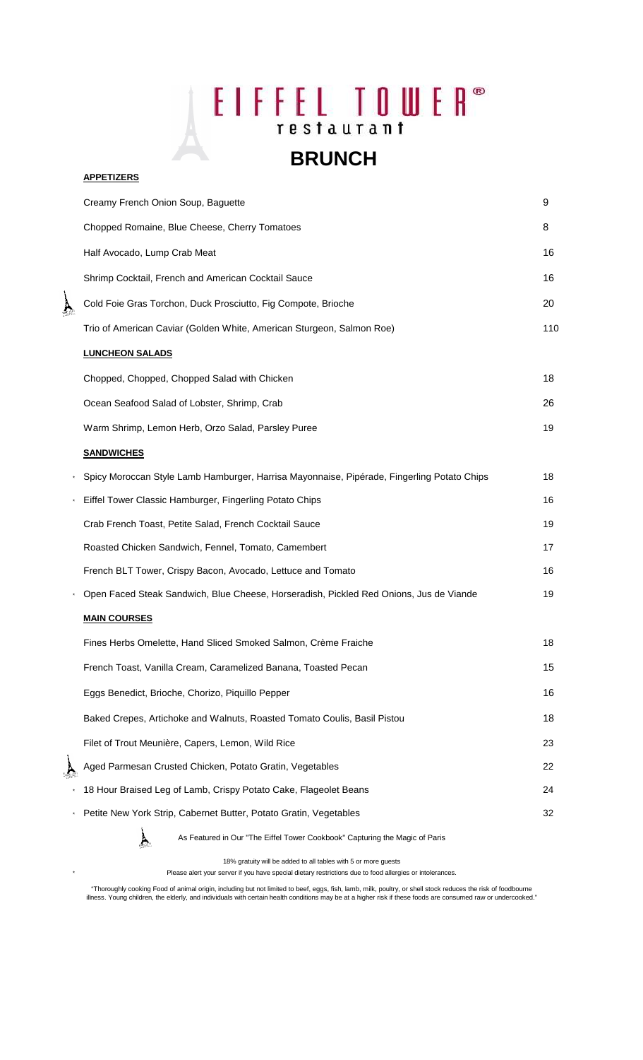# EIFFEL TOWER® restaurant

## BRUNCH

**APPETIZERS**

| Item | Price |
|---|---|
| Creamy French Onion Soup, Baguette | 9 |
| Chopped Romaine, Blue Cheese, Cherry Tomatoes | 8 |
| Half Avocado, Lump Crab Meat | 16 |
| Shrimp Cocktail, French and American Cocktail Sauce | 16 |
| Cold Foie Gras Torchon, Duck Prosciutto, Fig Compote, Brioche | 20 |
| Trio of American Caviar (Golden White, American Sturgeon, Salmon Roe) | 110 |

**LUNCHEON SALADS**

| Item | Price |
|---|---|
| Chopped, Chopped, Chopped Salad with Chicken | 18 |
| Ocean Seafood Salad of Lobster, Shrimp, Crab | 26 |
| Warm Shrimp, Lemon Herb, Orzo Salad, Parsley Puree | 19 |

**SANDWICHES**

| Item | Price |
|---|---|
| * Spicy Moroccan Style Lamb Hamburger, Harrisa Mayonnaise, Pipérade, Fingerling Potato Chips | 18 |
| * Eiffel Tower Classic Hamburger, Fingerling Potato Chips | 16 |
| Crab French Toast, Petite Salad, French Cocktail Sauce | 19 |
| Roasted Chicken Sandwich, Fennel, Tomato, Camembert | 17 |
| French BLT Tower, Crispy Bacon, Avocado, Lettuce and Tomato | 16 |
| * Open Faced Steak Sandwich, Blue Cheese, Horseradish, Pickled Red Onions, Jus de Viande | 19 |

**MAIN COURSES**

| Item | Price |
|---|---|
| Fines Herbs Omelette, Hand Sliced Smoked Salmon, Crème Fraiche | 18 |
| French Toast, Vanilla Cream, Caramelized Banana, Toasted Pecan | 15 |
| Eggs Benedict, Brioche, Chorizo, Piquillo Pepper | 16 |
| Baked Crepes, Artichoke and Walnuts, Roasted Tomato Coulis, Basil Pistou | 18 |
| Filet of Trout Meunière, Capers, Lemon, Wild Rice | 23 |
| Aged Parmesan Crusted Chicken, Potato Gratin, Vegetables | 22 |
| * 18 Hour Braised Leg of Lamb, Crispy Potato Cake, Flageolet Beans | 24 |
| * Petite New York Strip, Cabernet Butter, Potato Gratin, Vegetables | 32 |

As Featured in Our "The Eiffel Tower Cookbook" Capturing the Magic of Paris

18% gratuity will be added to all tables with 5 or more guests

\* Please alert your server if you have special dietary restrictions due to food allergies or intolerances.

"Thoroughly cooking Food of animal origin, including but not limited to beef, eggs, fish, lamb, milk, poultry, or shell stock reduces the risk of foodbourne illness. Young children, the elderly, and individuals with certain health conditions may be at a higher risk if these foods are consumed raw or undercooked."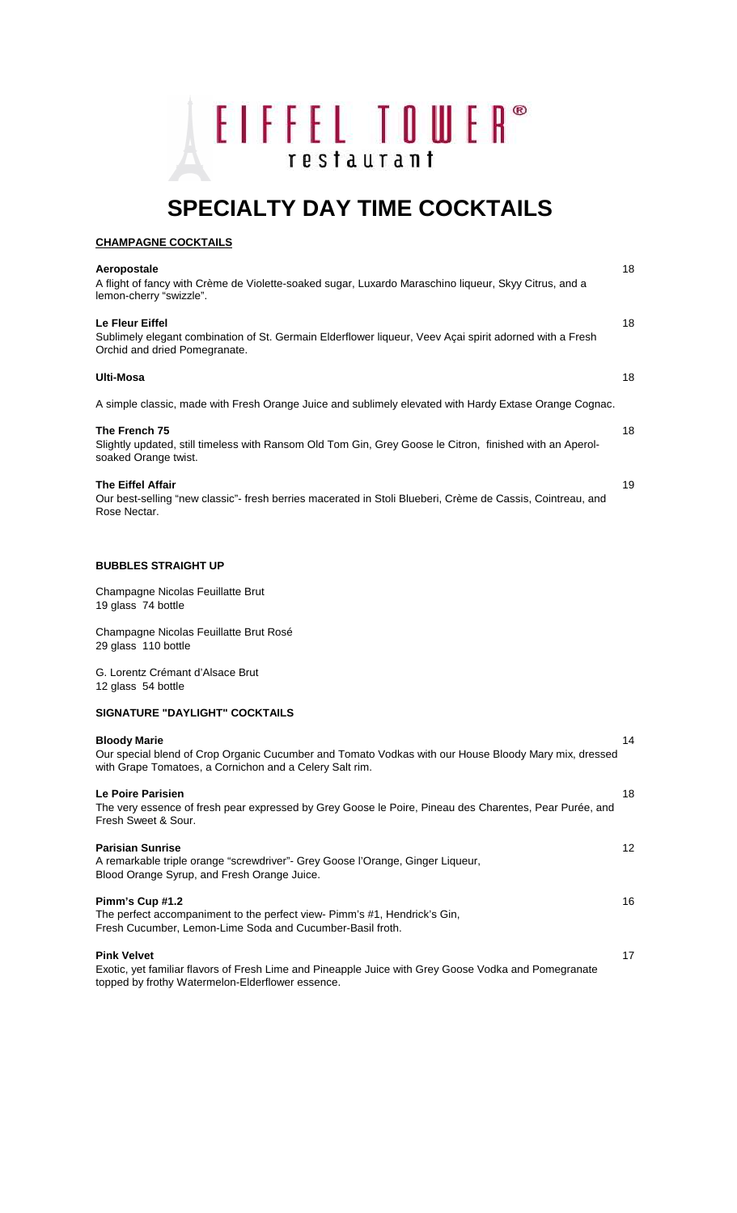# EIFFEL TOWER®
restaurant

# SPECIALTY DAY TIME COCKTAILS

## CHAMPAGNE COCKTAILS

**Aeropostale** 18
A flight of fancy with Crème de Violette-soaked sugar, Luxardo Maraschino liqueur, Skyy Citrus, and a lemon-cherry "swizzle".

**Le Fleur Eiffel** 18
Sublimely elegant combination of St. Germain Elderflower liqueur, Veev Açai spirit adorned with a Fresh Orchid and dried Pomegranate.

**Ulti-Mosa** 18
A simple classic, made with Fresh Orange Juice and sublimely elevated with Hardy Extase Orange Cognac.

**The French 75** 18
Slightly updated, still timeless with Ransom Old Tom Gin, Grey Goose le Citron, finished with an Aperol-soaked Orange twist.

**The Eiffel Affair** 19
Our best-selling "new classic"- fresh berries macerated in Stoli Blueberi, Crème de Cassis, Cointreau, and Rose Nectar.

## BUBBLES STRAIGHT UP

Champagne Nicolas Feuillatte Brut
19 glass 74 bottle

Champagne Nicolas Feuillatte Brut Rosé
29 glass 110 bottle

G. Lorentz Crémant d'Alsace Brut
12 glass 54 bottle

## SIGNATURE "DAYLIGHT" COCKTAILS

**Bloody Marie** 14
Our special blend of Crop Organic Cucumber and Tomato Vodkas with our House Bloody Mary mix, dressed with Grape Tomatoes, a Cornichon and a Celery Salt rim.

**Le Poire Parisien** 18
The very essence of fresh pear expressed by Grey Goose le Poire, Pineau des Charentes, Pear Purée, and Fresh Sweet & Sour.

**Parisian Sunrise** 12
A remarkable triple orange "screwdriver"- Grey Goose l'Orange, Ginger Liqueur, Blood Orange Syrup, and Fresh Orange Juice.

**Pimm's Cup #1.2** 16
The perfect accompaniment to the perfect view- Pimm's #1, Hendrick's Gin, Fresh Cucumber, Lemon-Lime Soda and Cucumber-Basil froth.

**Pink Velvet** 17
Exotic, yet familiar flavors of Fresh Lime and Pineapple Juice with Grey Goose Vodka and Pomegranate topped by frothy Watermelon-Elderflower essence.